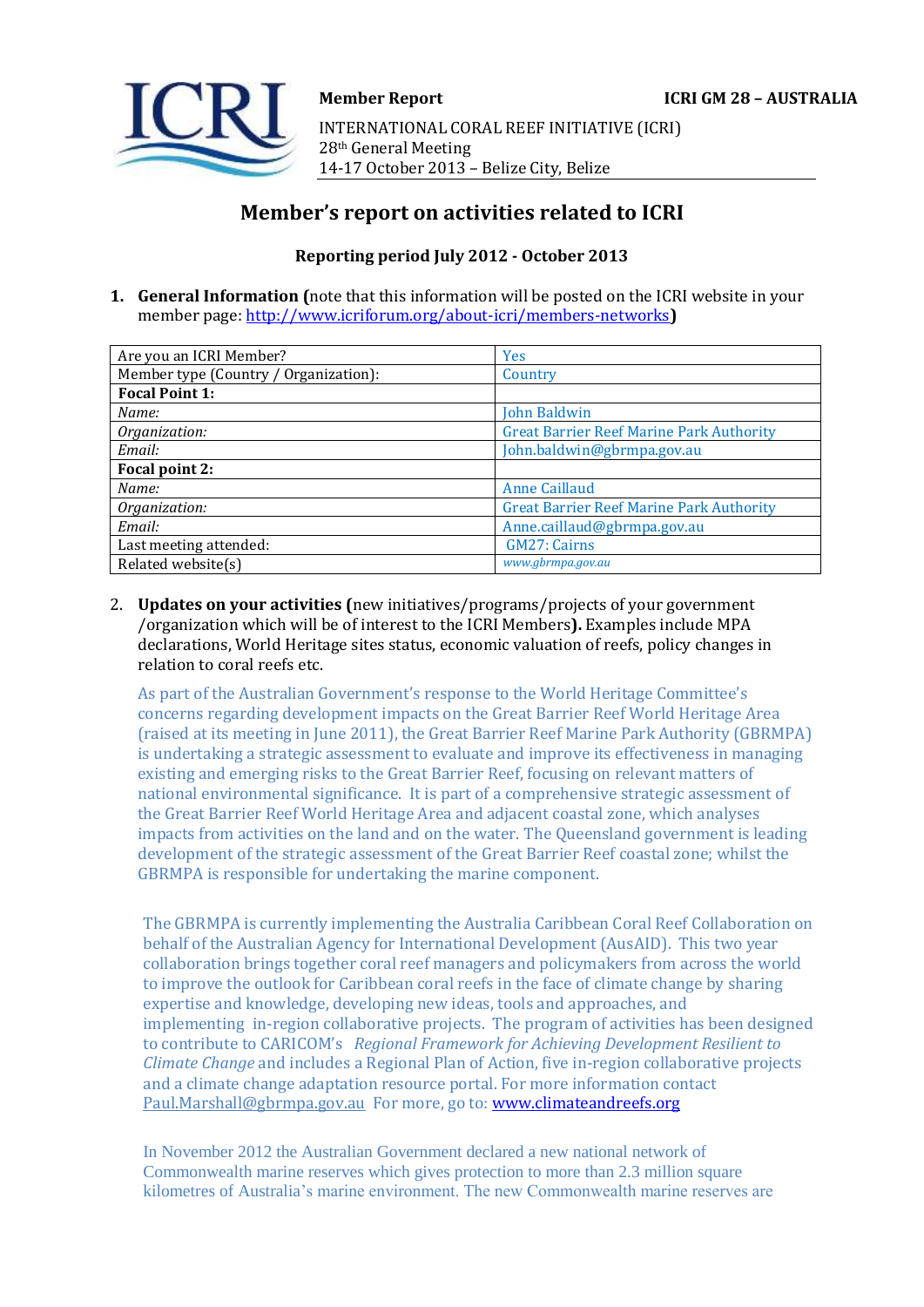**Member Report** **ICRI GM 28 – AUSTRALIA**

INTERNATIONAL CORAL REEF INITIATIVE (ICRI)
28th General Meeting
14-17 October 2013 – Belize City, Belize

# Member's report on activities related to ICRI

### Reporting period July 2012 - October 2013

1. **General Information (**note that this information will be posted on the ICRI website in your member page: http://www.icriforum.org/about-icri/members-networks**)**

| Are you an ICRI Member? | Yes |
|---|---|
| Member type (Country / Organization): | Country |
| **Focal Point 1:** | |
| *Name:* | John Baldwin |
| *Organization:* | Great Barrier Reef Marine Park Authority |
| *Email:* | John.baldwin@gbrmpa.gov.au |
| **Focal point 2:** | |
| *Name:* | Anne Caillaud |
| *Organization:* | Great Barrier Reef Marine Park Authority |
| *Email:* | Anne.caillaud@gbrmpa.gov.au |
| Last meeting attended: | GM27: Cairns |
| Related website(s) | *www.gbrmpa.gov.au* |

2. **Updates on your activities (**new initiatives/programs/projects of your government /organization which will be of interest to the ICRI Members**).** Examples include MPA declarations, World Heritage sites status, economic valuation of reefs, policy changes in relation to coral reefs etc.

As part of the Australian Government's response to the World Heritage Committee's concerns regarding development impacts on the Great Barrier Reef World Heritage Area (raised at its meeting in June 2011), the Great Barrier Reef Marine Park Authority (GBRMPA) is undertaking a strategic assessment to evaluate and improve its effectiveness in managing existing and emerging risks to the Great Barrier Reef, focusing on relevant matters of national environmental significance. It is part of a comprehensive strategic assessment of the Great Barrier Reef World Heritage Area and adjacent coastal zone, which analyses impacts from activities on the land and on the water. The Queensland government is leading development of the strategic assessment of the Great Barrier Reef coastal zone; whilst the GBRMPA is responsible for undertaking the marine component.

The GBRMPA is currently implementing the Australia Caribbean Coral Reef Collaboration on behalf of the Australian Agency for International Development (AusAID). This two year collaboration brings together coral reef managers and policymakers from across the world to improve the outlook for Caribbean coral reefs in the face of climate change by sharing expertise and knowledge, developing new ideas, tools and approaches, and implementing in-region collaborative projects. The program of activities has been designed to contribute to CARICOM's *Regional Framework for Achieving Development Resilient to Climate Change* and includes a Regional Plan of Action, five in-region collaborative projects and a climate change adaptation resource portal. For more information contact Paul.Marshall@gbrmpa.gov.au For more, go to: www.climateandreefs.org

In November 2012 the Australian Government declared a new national network of Commonwealth marine reserves which gives protection to more than 2.3 million square kilometres of Australia's marine environment. The new Commonwealth marine reserves are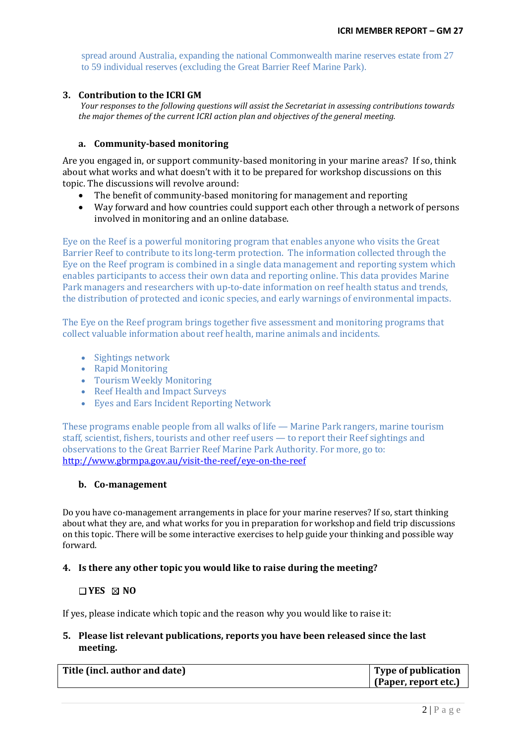spread around Australia, expanding the national Commonwealth marine reserves estate from 27 to 59 individual reserves (excluding the Great Barrier Reef Marine Park).

## 3. Contribution to the ICRI GM

*Your responses to the following questions will assist the Secretariat in assessing contributions towards the major themes of the current ICRI action plan and objectives of the general meeting.*

### a. Community-based monitoring

Are you engaged in, or support community-based monitoring in your marine areas? If so, think about what works and what doesn't with it to be prepared for workshop discussions on this topic. The discussions will revolve around:

- The benefit of community-based monitoring for management and reporting
- Way forward and how countries could support each other through a network of persons involved in monitoring and an online database.

Eye on the Reef is a powerful monitoring program that enables anyone who visits the Great Barrier Reef to contribute to its long-term protection. The information collected through the Eye on the Reef program is combined in a single data management and reporting system which enables participants to access their own data and reporting online. This data provides Marine Park managers and researchers with up-to-date information on reef health status and trends, the distribution of protected and iconic species, and early warnings of environmental impacts.

The Eye on the Reef program brings together five assessment and monitoring programs that collect valuable information about reef health, marine animals and incidents.

- Sightings network
- Rapid Monitoring
- Tourism Weekly Monitoring
- Reef Health and Impact Surveys
- Eyes and Ears Incident Reporting Network

These programs enable people from all walks of life — Marine Park rangers, marine tourism staff, scientist, fishers, tourists and other reef users — to report their Reef sightings and observations to the Great Barrier Reef Marine Park Authority. For more, go to: http://www.gbrmpa.gov.au/visit-the-reef/eye-on-the-reef

### b. Co-management

Do you have co-management arrangements in place for your marine reserves? If so, start thinking about what they are, and what works for you in preparation for workshop and field trip discussions on this topic. There will be some interactive exercises to help guide your thinking and possible way forward.

## 4. Is there any other topic you would like to raise during the meeting?

☐ **YES** ☒ **NO**

If yes, please indicate which topic and the reason why you would like to raise it:

## 5. Please list relevant publications, reports you have been released since the last meeting.

| Title (incl. author and date) | Type of publication (Paper, report etc.) |
|---|---|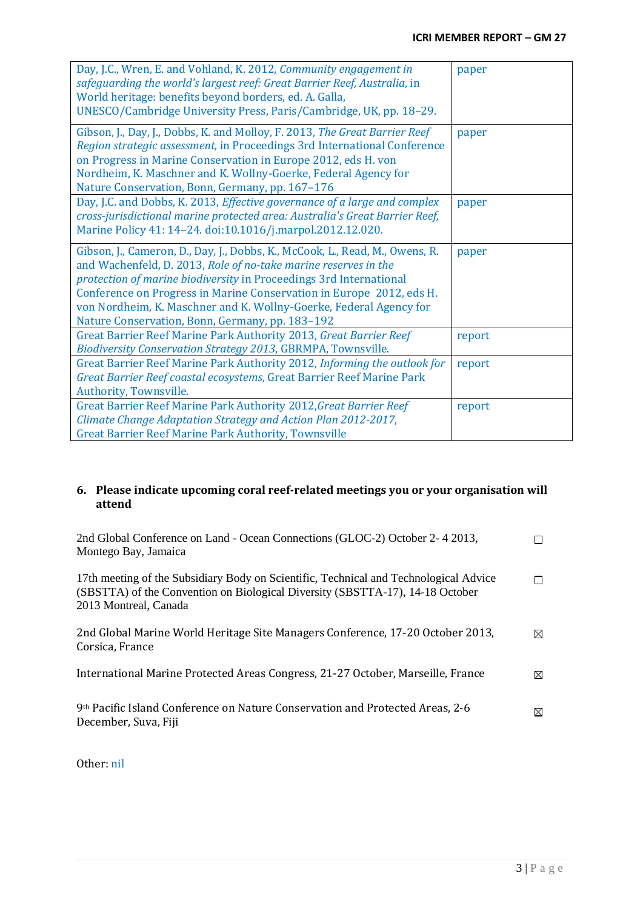| | |
|---|---|
| Day, J.C., Wren, E. and Vohland, K. 2012, *Community engagement in safeguarding the world's largest reef: Great Barrier Reef, Australia*, in World heritage: benefits beyond borders, ed. A. Galla, UNESCO/Cambridge University Press, Paris/Cambridge, UK, pp. 18–29. | paper |
| Gibson, J., Day, J., Dobbs, K. and Molloy, F. 2013, *The Great Barrier Reef Region strategic assessment,* in Proceedings 3rd International Conference on Progress in Marine Conservation in Europe 2012, eds H. von Nordheim, K. Maschner and K. Wollny-Goerke, Federal Agency for Nature Conservation, Bonn, Germany, pp. 167–176 | paper |
| Day, J.C. and Dobbs, K. 2013, *Effective governance of a large and complex cross-jurisdictional marine protected area: Australia's Great Barrier Reef*, Marine Policy 41: 14–24. doi:10.1016/j.marpol.2012.12.020. | paper |
| Gibson, J., Cameron, D., Day, J., Dobbs, K., McCook, L., Read, M., Owens, R. and Wachenfeld, D. 2013, *Role of no-take marine reserves in the protection of marine biodiversity* in Proceedings 3rd International Conference on Progress in Marine Conservation in Europe 2012, eds H. von Nordheim, K. Maschner and K. Wollny-Goerke, Federal Agency for Nature Conservation, Bonn, Germany, pp. 183–192 | paper |
| Great Barrier Reef Marine Park Authority 2013, *Great Barrier Reef Biodiversity Conservation Strategy 2013*, GBRMPA, Townsville. | report |
| Great Barrier Reef Marine Park Authority 2012, *Informing the outlook for Great Barrier Reef coastal ecosystems*, Great Barrier Reef Marine Park Authority, Townsville. | report |
| Great Barrier Reef Marine Park Authority 2012,*Great Barrier Reef Climate Change Adaptation Strategy and Action Plan 2012-2017*, Great Barrier Reef Marine Park Authority, Townsville | report |

**6. Please indicate upcoming coral reef-related meetings you or your organisation will attend**

| | |
|---|---|
| 2nd Global Conference on Land - Ocean Connections (GLOC-2) October 2- 4 2013, Montego Bay, Jamaica | ☐ |
| 17th meeting of the Subsidiary Body on Scientific, Technical and Technological Advice (SBSTTA) of the Convention on Biological Diversity (SBSTTA-17), 14-18 October 2013 Montreal, Canada | ☐ |
| 2nd Global Marine World Heritage Site Managers Conference, 17-20 October 2013, Corsica, France | ☒ |
| International Marine Protected Areas Congress, 21-27 October, Marseille, France | ☒ |
| 9th Pacific Island Conference on Nature Conservation and Protected Areas, 2-6 December, Suva, Fiji | ☒ |

Other: nil